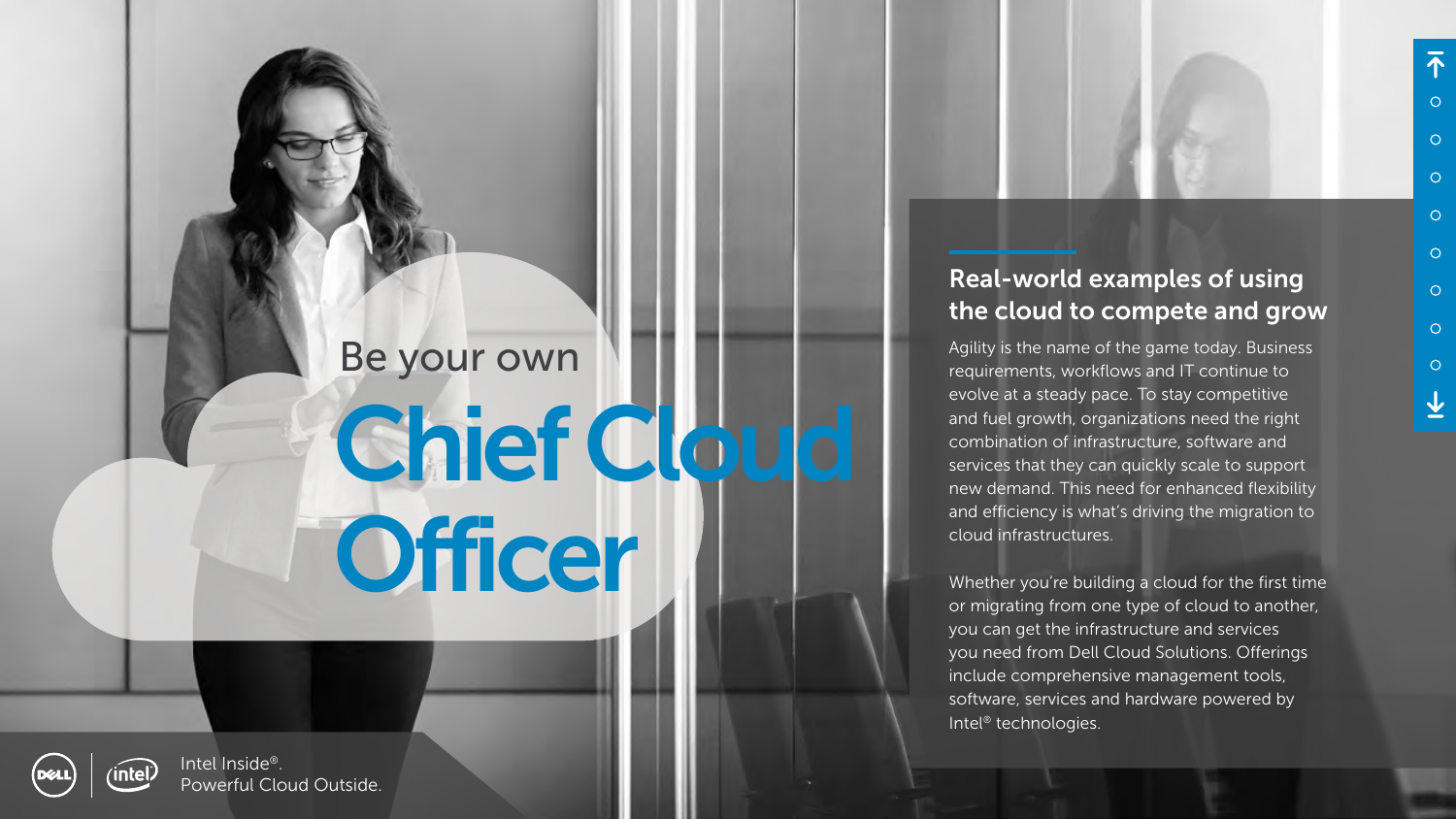# Be your own Chief Cloud Officer

## Real-world examples of using the cloud to compete and grow

Agility is the name of the game today. Business requirements, workflows and IT continue to evolve at a steady pace. To stay competitive and fuel growth, organizations need the right combination of infrastructure, software and services that they can quickly scale to support new demand. This need for enhanced flexibility and efficiency is what's driving the migration to cloud infrastructures.

Whether you're building a cloud for the first time or migrating from one type of cloud to another, you can get the infrastructure and services you need from Dell Cloud Solutions. Offerings include comprehensive management tools, software, services and hardware powered by Intel® technologies.

Intel Inside®.
Powerful Cloud Outside.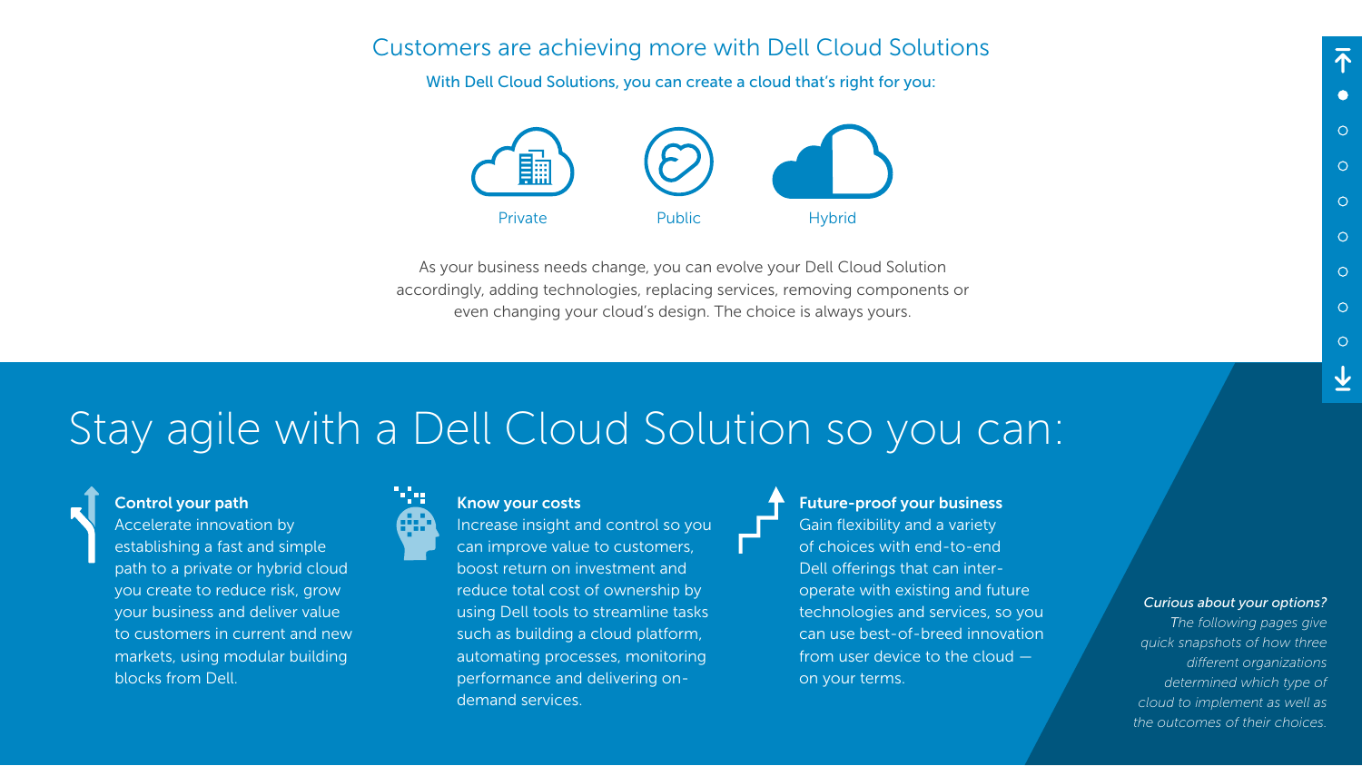## Customers are achieving more with Dell Cloud Solutions

With Dell Cloud Solutions, you can create a cloud that's right for you:

Private

Public

Hybrid

As your business needs change, you can evolve your Dell Cloud Solution accordingly, adding technologies, replacing services, removing components or even changing your cloud's design. The choice is always yours.

# Stay agile with a Dell Cloud Solution so you can:

**Control your path**
Accelerate innovation by establishing a fast and simple path to a private or hybrid cloud you create to reduce risk, grow your business and deliver value to customers in current and new markets, using modular building blocks from Dell.

**Know your costs**
Increase insight and control so you can improve value to customers, boost return on investment and reduce total cost of ownership by using Dell tools to streamline tasks such as building a cloud platform, automating processes, monitoring performance and delivering on-demand services.

**Future-proof your business**
Gain flexibility and a variety of choices with end-to-end Dell offerings that can inter-operate with existing and future technologies and services, so you can use best-of-breed innovation from user device to the cloud — on your terms.

*Curious about your options?*
*The following pages give quick snapshots of how three different organizations determined which type of cloud to implement as well as the outcomes of their choices.*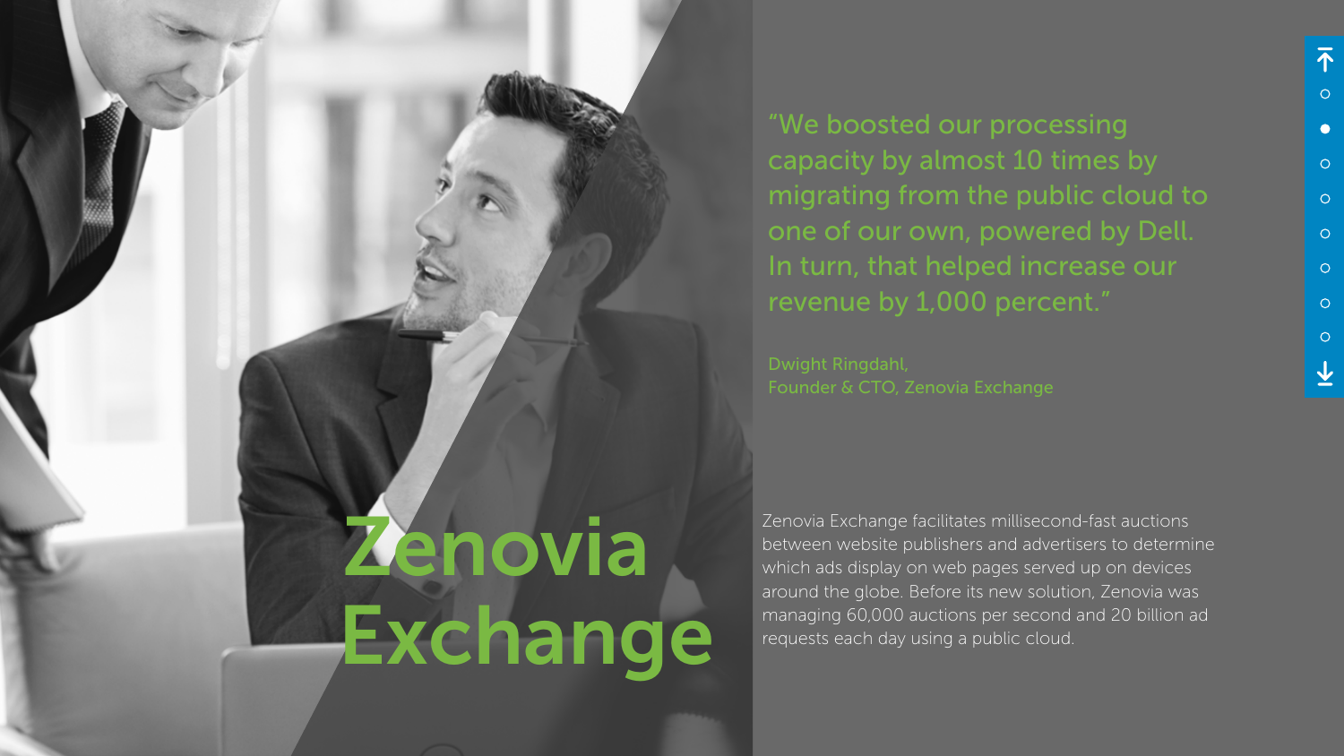# Zenovia Exchange

> "We boosted our processing capacity by almost 10 times by migrating from the public cloud to one of our own, powered by Dell. In turn, that helped increase our revenue by 1,000 percent."
>
> Dwight Ringdahl,
> Founder & CTO, Zenovia Exchange

Zenovia Exchange facilitates millisecond-fast auctions between website publishers and advertisers to determine which ads display on web pages served up on devices around the globe. Before its new solution, Zenovia was managing 60,000 auctions per second and 20 billion ad requests each day using a public cloud.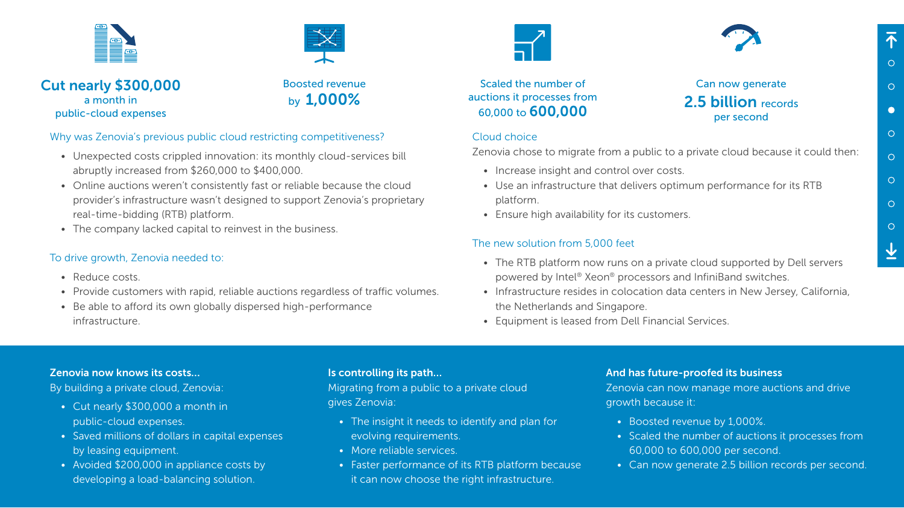**Cut nearly $300,000** a month in public-cloud expenses

Boosted revenue by **1,000%**

Scaled the number of auctions it processes from 60,000 to **600,000**

Can now generate **2.5 billion** records per second

### Why was Zenovia's previous public cloud restricting competitiveness?

- Unexpected costs crippled innovation: its monthly cloud-services bill abruptly increased from $260,000 to $400,000.
- Online auctions weren't consistently fast or reliable because the cloud provider's infrastructure wasn't designed to support Zenovia's proprietary real-time-bidding (RTB) platform.
- The company lacked capital to reinvest in the business.

### To drive growth, Zenovia needed to:

- Reduce costs.
- Provide customers with rapid, reliable auctions regardless of traffic volumes.
- Be able to afford its own globally dispersed high-performance infrastructure.

### Cloud choice

Zenovia chose to migrate from a public to a private cloud because it could then:

- Increase insight and control over costs.
- Use an infrastructure that delivers optimum performance for its RTB platform.
- Ensure high availability for its customers.

### The new solution from 5,000 feet

- The RTB platform now runs on a private cloud supported by Dell servers powered by Intel® Xeon® processors and InfiniBand switches.
- Infrastructure resides in colocation data centers in New Jersey, California, the Netherlands and Singapore.
- Equipment is leased from Dell Financial Services.

### Zenovia now knows its costs…

By building a private cloud, Zenovia:

- Cut nearly $300,000 a month in public-cloud expenses.
- Saved millions of dollars in capital expenses by leasing equipment.
- Avoided $200,000 in appliance costs by developing a load-balancing solution.

### Is controlling its path…

Migrating from a public to a private cloud gives Zenovia:

- The insight it needs to identify and plan for evolving requirements.
- More reliable services.
- Faster performance of its RTB platform because it can now choose the right infrastructure.

### And has future-proofed its business

Zenovia can now manage more auctions and drive growth because it:

- Boosted revenue by 1,000%.
- Scaled the number of auctions it processes from 60,000 to 600,000 per second.
- Can now generate 2.5 billion records per second.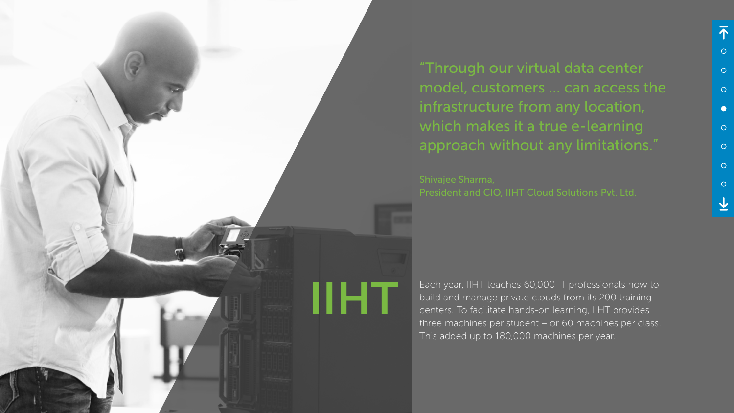> "Through our virtual data center model, customers ... can access the infrastructure from any location, which makes it a true e-learning approach without any limitations."
>
> Shivajee Sharma,
> President and CIO, IIHT Cloud Solutions Pvt. Ltd.

# IIHT

Each year, IIHT teaches 60,000 IT professionals how to build and manage private clouds from its 200 training centers. To facilitate hands-on learning, IIHT provides three machines per student – or 60 machines per class. This added up to 180,000 machines per year.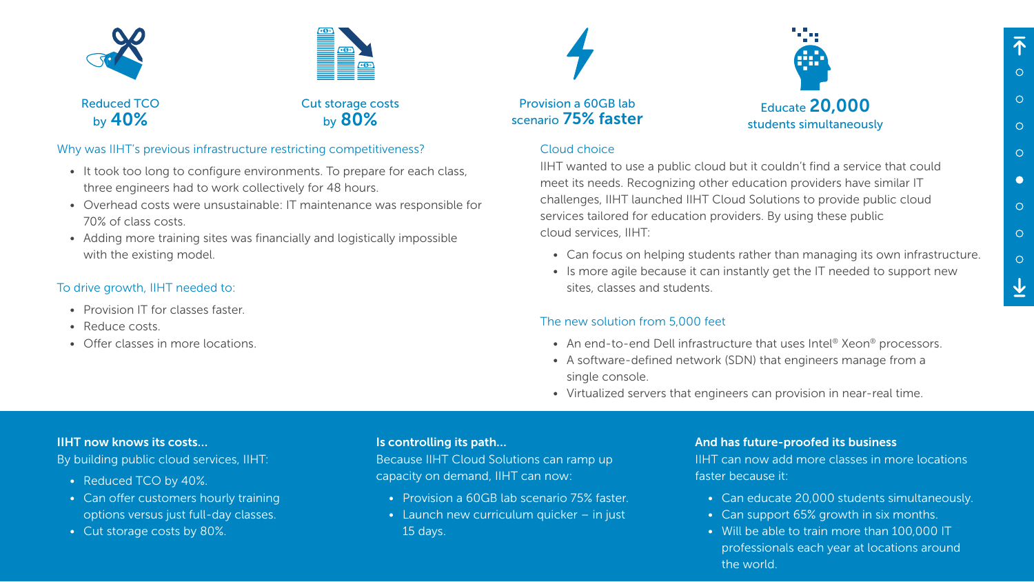Reduced TCO by **40%**

Cut storage costs by **80%**

Provision a 60GB lab scenario **75% faster**

Educate **20,000** students simultaneously

### Why was IIHT's previous infrastructure restricting competitiveness?

- It took too long to configure environments. To prepare for each class, three engineers had to work collectively for 48 hours.
- Overhead costs were unsustainable: IT maintenance was responsible for 70% of class costs.
- Adding more training sites was financially and logistically impossible with the existing model.

### To drive growth, IIHT needed to:

- Provision IT for classes faster.
- Reduce costs.
- Offer classes in more locations.

### Cloud choice

IIHT wanted to use a public cloud but it couldn't find a service that could meet its needs. Recognizing other education providers have similar IT challenges, IIHT launched IIHT Cloud Solutions to provide public cloud services tailored for education providers. By using these public cloud services, IIHT:

- Can focus on helping students rather than managing its own infrastructure.
- Is more agile because it can instantly get the IT needed to support new sites, classes and students.

### The new solution from 5,000 feet

- An end-to-end Dell infrastructure that uses Intel® Xeon® processors.
- A software-defined network (SDN) that engineers manage from a single console.
- Virtualized servers that engineers can provision in near-real time.

**IIHT now knows its costs...**

By building public cloud services, IIHT:

- Reduced TCO by 40%.
- Can offer customers hourly training options versus just full-day classes.
- Cut storage costs by 80%.

**Is controlling its path...**

Because IIHT Cloud Solutions can ramp up capacity on demand, IIHT can now:

- Provision a 60GB lab scenario 75% faster.
- Launch new curriculum quicker – in just 15 days.

**And has future-proofed its business**

IIHT can now add more classes in more locations faster because it:

- Can educate 20,000 students simultaneously.
- Can support 65% growth in six months.
- Will be able to train more than 100,000 IT professionals each year at locations around the world.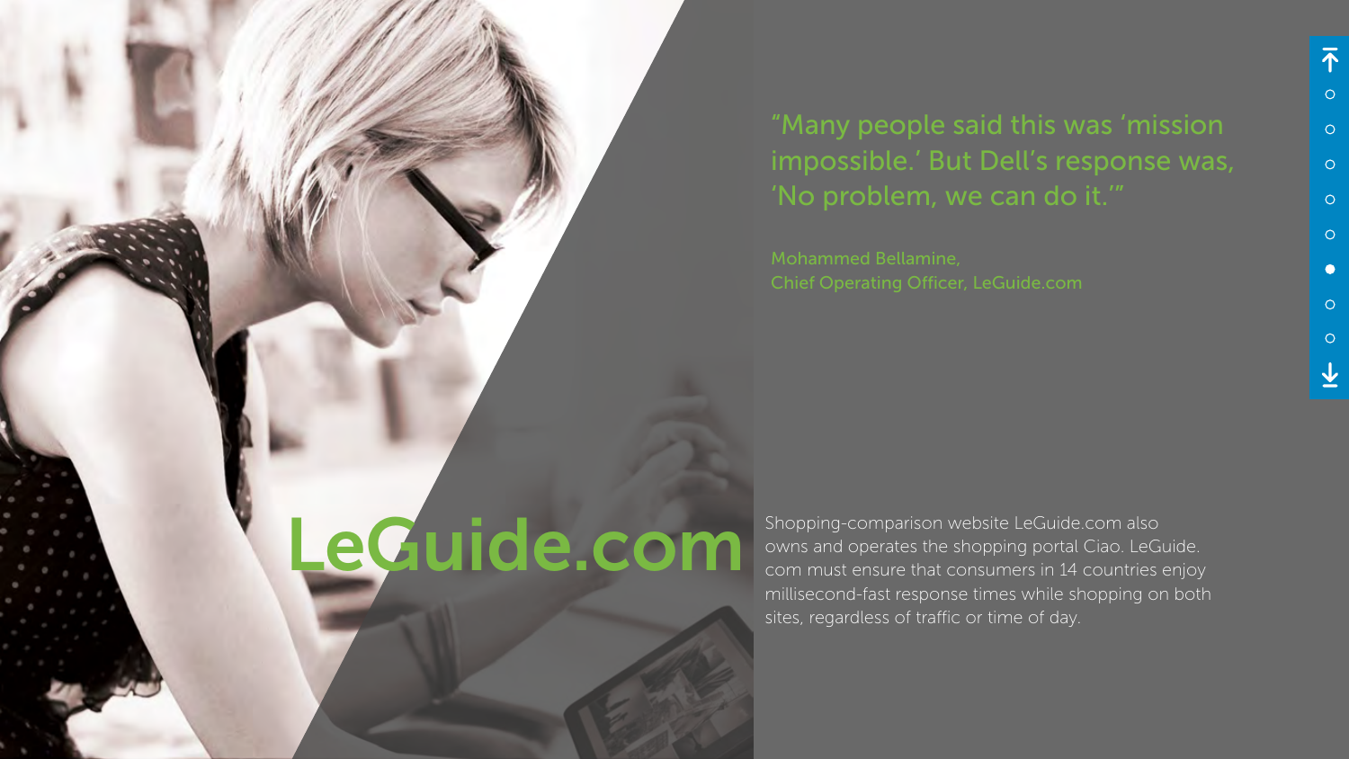> "Many people said this was 'mission impossible.' But Dell's response was, 'No problem, we can do it.'"
>
> Mohammed Bellamine,
> Chief Operating Officer, LeGuide.com

# LeGuide.com

Shopping-comparison website LeGuide.com also owns and operates the shopping portal Ciao. LeGuide.com must ensure that consumers in 14 countries enjoy millisecond-fast response times while shopping on both sites, regardless of traffic or time of day.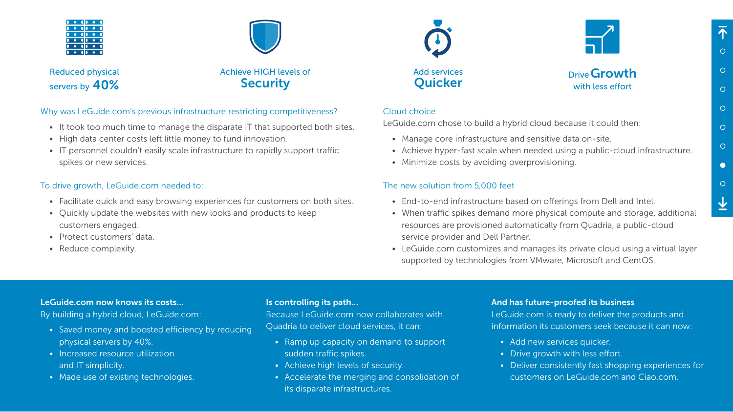Reduced physical servers by **40%**

Achieve HIGH levels of **Security**

Add services **Quicker**

Drive **Growth** with less effort

### Why was LeGuide.com's previous infrastructure restricting competitiveness?

- It took too much time to manage the disparate IT that supported both sites.
- High data center costs left little money to fund innovation.
- IT personnel couldn't easily scale infrastructure to rapidly support traffic spikes or new services.

### To drive growth, LeGuide.com needed to:

- Facilitate quick and easy browsing experiences for customers on both sites.
- Quickly update the websites with new looks and products to keep customers engaged.
- Protect customers' data.
- Reduce complexity.

### Cloud choice

LeGuide.com chose to build a hybrid cloud because it could then:

- Manage core infrastructure and sensitive data on-site.
- Achieve hyper-fast scale when needed using a public-cloud infrastructure.
- Minimize costs by avoiding overprovisioning.

### The new solution from 5,000 feet

- End-to-end infrastructure based on offerings from Dell and Intel.
- When traffic spikes demand more physical compute and storage, additional resources are provisioned automatically from Quadria, a public-cloud service provider and Dell Partner.
- LeGuide.com customizes and manages its private cloud using a virtual layer supported by technologies from VMware, Microsoft and CentOS.

**LeGuide.com now knows its costs…**

By building a hybrid cloud, LeGuide.com:

- Saved money and boosted efficiency by reducing physical servers by 40%.
- Increased resource utilization and IT simplicity.
- Made use of existing technologies.

**Is controlling its path…**

Because LeGuide.com now collaborates with Quadria to deliver cloud services, it can:

- Ramp up capacity on demand to support sudden traffic spikes.
- Achieve high levels of security.
- Accelerate the merging and consolidation of its disparate infrastructures.

**And has future-proofed its business**

LeGuide.com is ready to deliver the products and information its customers seek because it can now:

- Add new services quicker.
- Drive growth with less effort.
- Deliver consistently fast shopping experiences for customers on LeGuide.com and Ciao.com.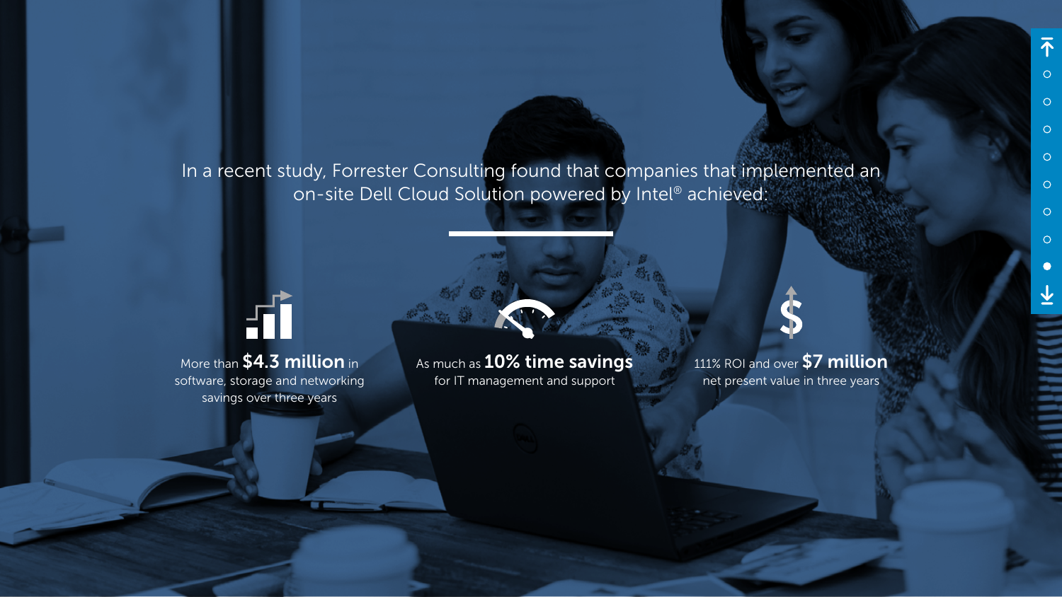In a recent study, Forrester Consulting found that companies that implemented an on-site Dell Cloud Solution powered by Intel® achieved:

More than **$4.3 million** in software, storage and networking savings over three years

As much as **10% time savings** for IT management and support

111% ROI and over **$7 million** net present value in three years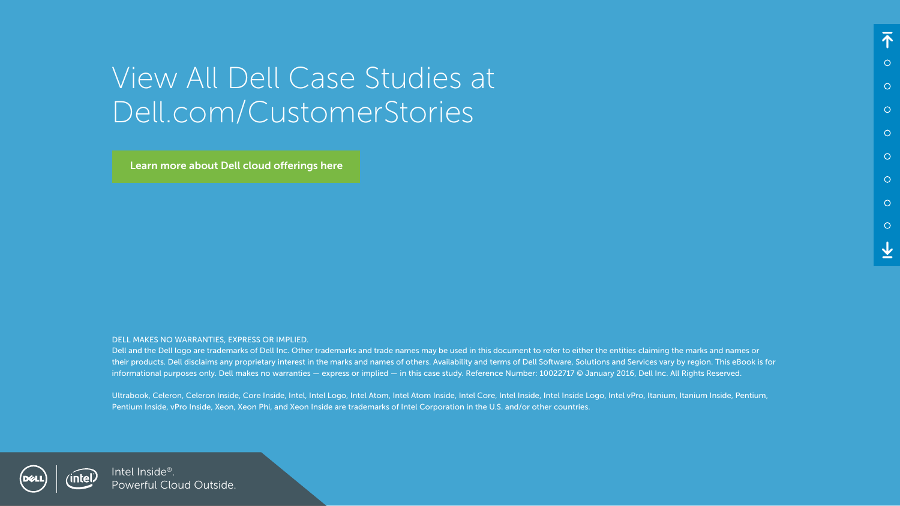# View All Dell Case Studies at Dell.com/CustomerStories

Learn more about Dell cloud offerings here

DELL MAKES NO WARRANTIES, EXPRESS OR IMPLIED.

Dell and the Dell logo are trademarks of Dell Inc. Other trademarks and trade names may be used in this document to refer to either the entities claiming the marks and names or their products. Dell disclaims any proprietary interest in the marks and names of others. Availability and terms of Dell Software, Solutions and Services vary by region. This eBook is for informational purposes only. Dell makes no warranties — express or implied — in this case study. Reference Number: 10022717 © January 2016, Dell Inc. All Rights Reserved.

Ultrabook, Celeron, Celeron Inside, Core Inside, Intel, Intel Logo, Intel Atom, Intel Atom Inside, Intel Core, Intel Inside, Intel Inside Logo, Intel vPro, Itanium, Itanium Inside, Pentium, Pentium Inside, vPro Inside, Xeon, Xeon Phi, and Xeon Inside are trademarks of Intel Corporation in the U.S. and/or other countries.

Intel Inside®.
Powerful Cloud Outside.